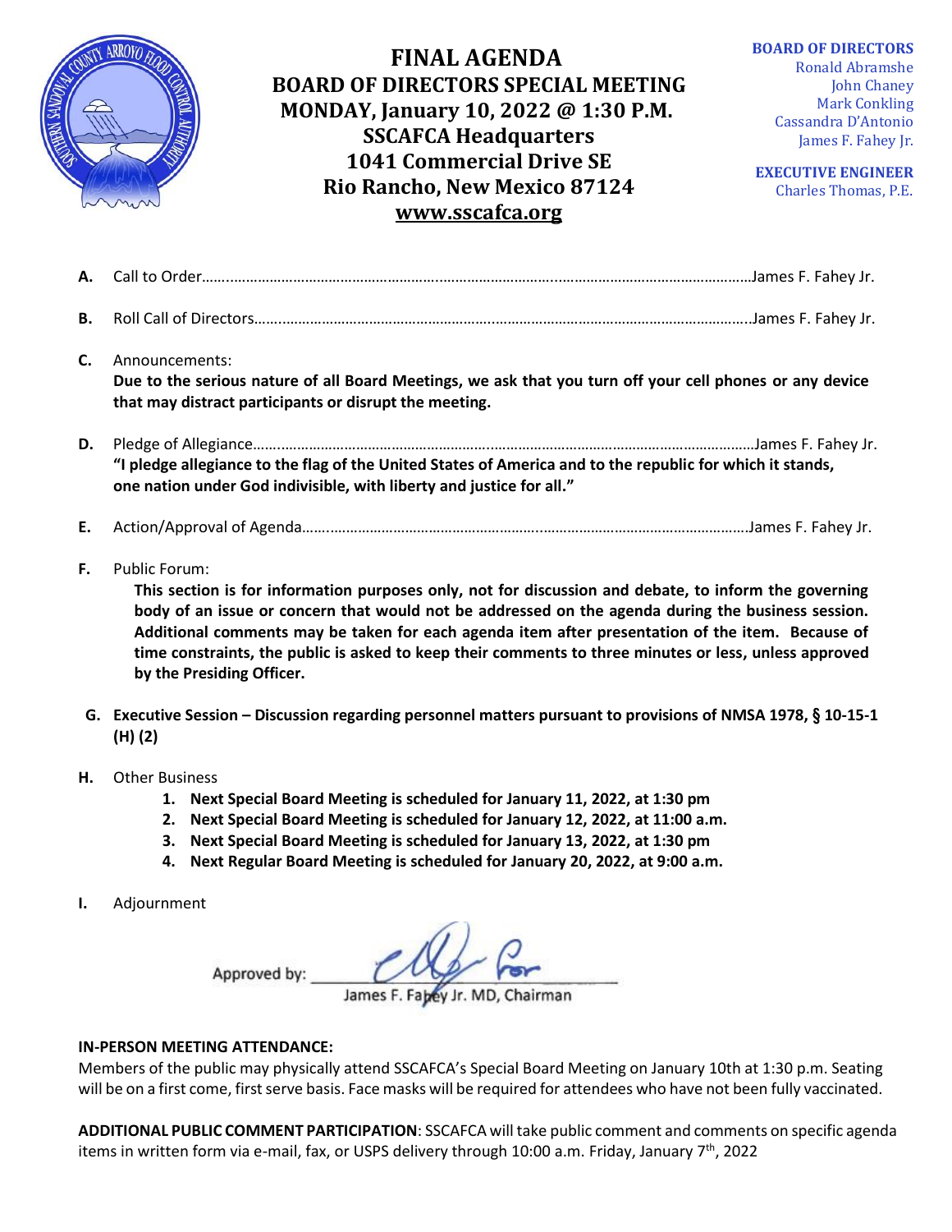# FINAL AGENDA
## BOARD OF DIRECTORS SPECIAL MEETING
## MONDAY, January 10, 2022 @ 1:30 P.M.
## SSCAFCA Headquarters
## 1041 Commercial Drive SE
## Rio Rancho, New Mexico 87124
## www.sscafca.org

**BOARD OF DIRECTORS**
Ronald Abramshe
John Chaney
Mark Conkling
Cassandra D'Antonio
James F. Fahey Jr.

**EXECUTIVE ENGINEER**
Charles Thomas, P.E.

**A.** Call to Order……………………………………………………………………………………………………James F. Fahey Jr.

**B.** Roll Call of Directors…………………………………………………………………………………………..James F. Fahey Jr.

**C.** Announcements:
**Due to the serious nature of all Board Meetings, we ask that you turn off your cell phones or any device that may distract participants or disrupt the meeting.**

**D.** Pledge of Allegiance……………………………………………………………………………………………James F. Fahey Jr.
**"I pledge allegiance to the flag of the United States of America and to the republic for which it stands, one nation under God indivisible, with liberty and justice for all."**

**E.** Action/Approval of Agenda……………………………………………………………………………………James F. Fahey Jr.

**F.** Public Forum:
**This section is for information purposes only, not for discussion and debate, to inform the governing body of an issue or concern that would not be addressed on the agenda during the business session. Additional comments may be taken for each agenda item after presentation of the item. Because of time constraints, the public is asked to keep their comments to three minutes or less, unless approved by the Presiding Officer.**

**G. Executive Session – Discussion regarding personnel matters pursuant to provisions of NMSA 1978, § 10-15-1 (H) (2)**

**H.** Other Business
1. **Next Special Board Meeting is scheduled for January 11, 2022, at 1:30 pm**
2. **Next Special Board Meeting is scheduled for January 12, 2022, at 11:00 a.m.**
3. **Next Special Board Meeting is scheduled for January 13, 2022, at 1:30 pm**
4. **Next Regular Board Meeting is scheduled for January 20, 2022, at 9:00 a.m.**

**I.** Adjournment

Approved by: ____________________
James F. Fahey Jr. MD, Chairman

**IN-PERSON MEETING ATTENDANCE:**
Members of the public may physically attend SSCAFCA's Special Board Meeting on January 10th at 1:30 p.m. Seating will be on a first come, first serve basis. Face masks will be required for attendees who have not been fully vaccinated.

**ADDITIONAL PUBLIC COMMENT PARTICIPATION**: SSCAFCA will take public comment and comments on specific agenda items in written form via e-mail, fax, or USPS delivery through 10:00 a.m. Friday, January 7th, 2022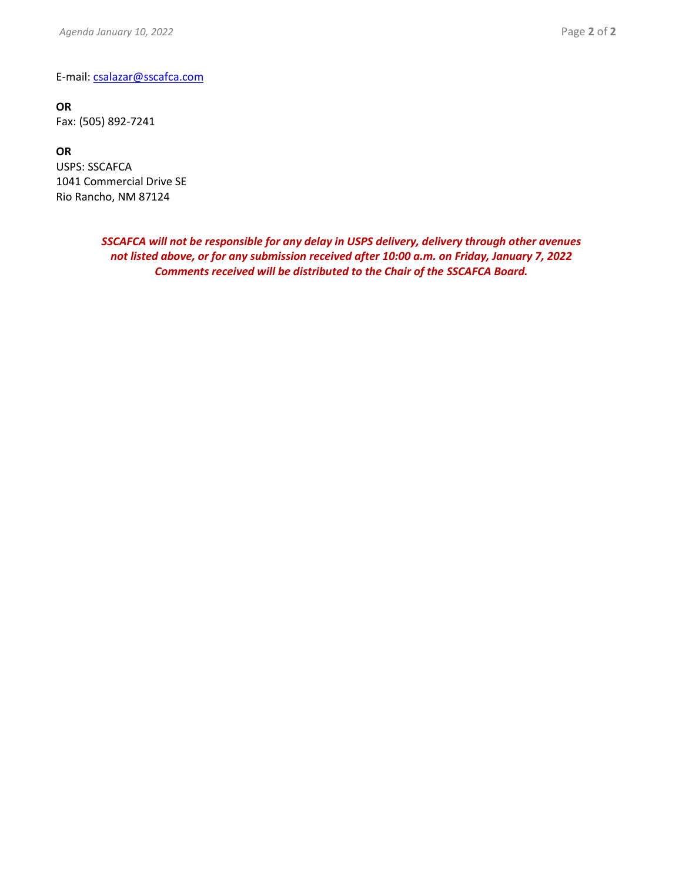E-mail: csalazar@sscafca.com

**OR**
Fax: (505) 892-7241

**OR**
USPS: SSCAFCA
1041 Commercial Drive SE
Rio Rancho, NM 87124

***SSCAFCA will not be responsible for any delay in USPS delivery, delivery through other avenues not listed above, or for any submission received after 10:00 a.m. on Friday, January 7, 2022 Comments received will be distributed to the Chair of the SSCAFCA Board.***